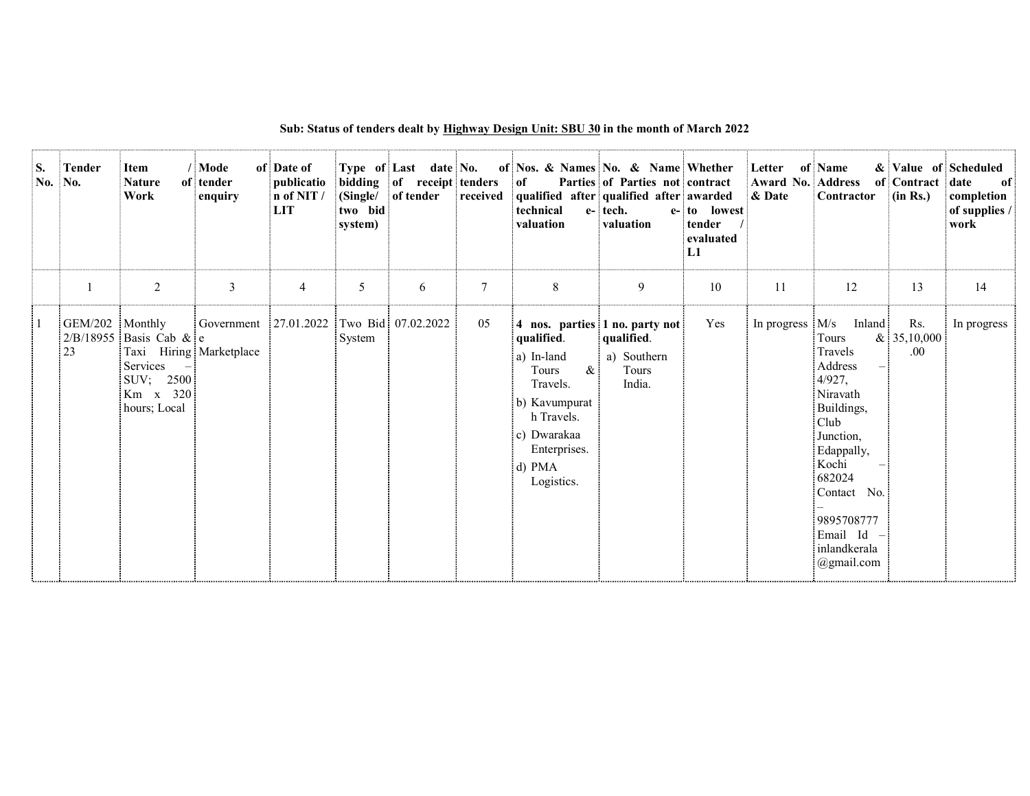**Sub: Status of tenders dealt by <u>Highway Design Unit: SBU 30</u> in the month of March 2022**

| S. No. | Tender No. | Item / Nature of Work | Mode of tender enquiry | Date of publication of NIT / LIT | Type of bidding (Single/ two bid system) | Last date of receipt of tender | No. of tenders received | Nos. & Names of Parties qualified after technical e-valuation | No. & Name of Parties not qualified after tech. e-valuation | Whether contract awarded to lowest tender / evaluated L1 | Letter of Award No. & Date | Name & Address of Contractor | Value of Contract (in Rs.) | Scheduled date of completion of supplies / work |
|---|---|---|---|---|---|---|---|---|---|---|---|---|---|---|
| | 1 | 2 | 3 | 4 | 5 | 6 | 7 | 8 | 9 | 10 | 11 | 12 | 13 | 14 |
| 1 | GEM/2022/B/1895523 | Monthly Basis Cab & Taxi Hiring Services – SUV; 2500 Km x 320 hours; Local | Government e Marketplace | 27.01.2022 | Two Bid System | 07.02.2022 | 05 | **4 nos. parties qualified**. a) In-land Tours & Travels. b) Kavumpurath Travels. c) Dwarakaa Enterprises. d) PMA Logistics. | **1 no. party not qualified**. a) Southern Tours India. | Yes | In progress | M/s Inland Tours & Travels Address – 4/927, Niravath Buildings, Club Junction, Edappally, Kochi – 682024 Contact No. – 9895708777 Email Id – inlandkerala@gmail.com | Rs. 35,10,000.00 | In progress |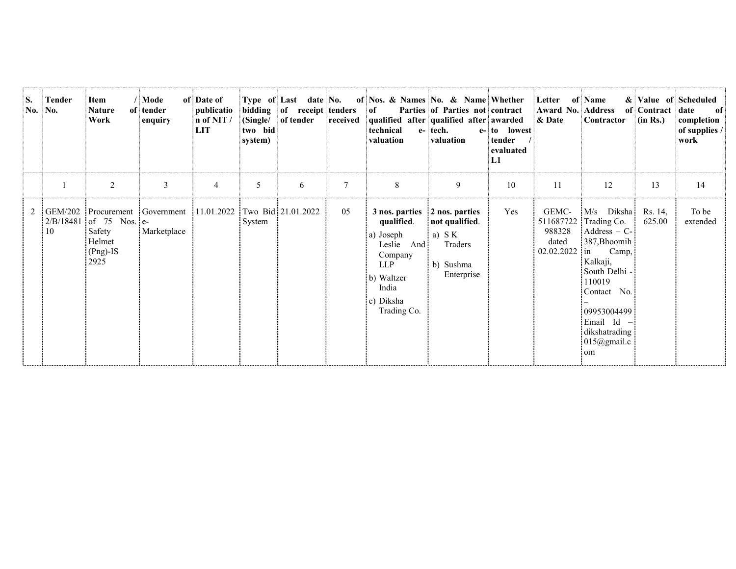| S. No. | Tender No. | Item / Nature of Work | Mode of tender enquiry | Date of publication of NIT / LIT | Type of bidding (Single/ two bid system) | Last date of receipt of tender | No. of tenders received | Nos. & Names of Parties qualified after technical e-valuation | No. & Name of Parties not qualified after tech. e-valuation | Whether contract awarded to lowest tender / evaluated L1 | Letter of Award No. & Date | Name & Address of Contractor | Value of Contract (in Rs.) | Scheduled date of completion of supplies / work |
|---|---|---|---|---|---|---|---|---|---|---|---|---|---|---|
| | 1 | 2 | 3 | 4 | 5 | 6 | 7 | 8 | 9 | 10 | 11 | 12 | 13 | 14 |
| 2 | GEM/2022/B/1848110 | Procurement of 75 Nos. Safety Helmet (Png)-IS 2925 | Government e-Marketplace | 11.01.2022 | Two Bid System | 21.01.2022 | 05 | **3 nos. parties qualified**. a) Joseph Leslie And Company LLP b) Waltzer India c) Diksha Trading Co. | **2 nos. parties not qualified**. a) S K Traders b) Sushma Enterprise | Yes | GEMC-511687722988328 dated 02.02.2022 | M/s Diksha Trading Co. Address – C-387,Bhoomihin Camp, Kalkaji, South Delhi - 110019 Contact No. – 09953004499 Email Id – dikshatrading015@gmail.com | Rs. 14, 625.00 | To be extended |